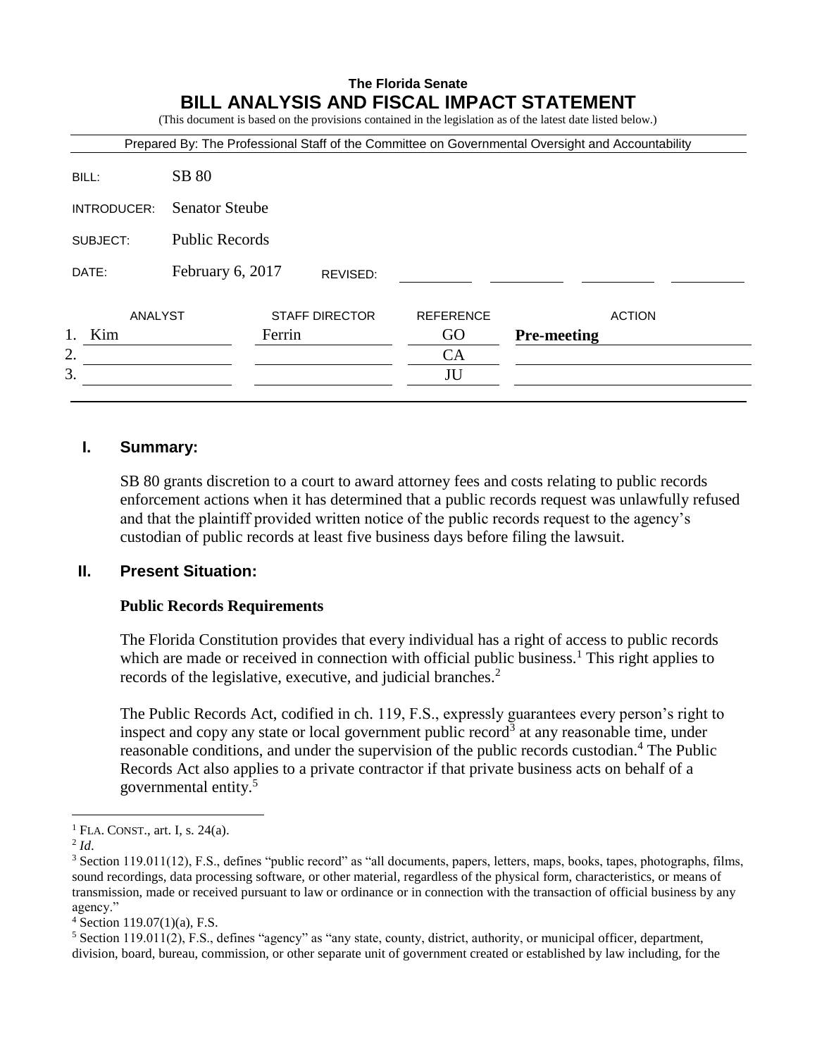**The Florida Senate**

# BILL ANALYSIS AND FISCAL IMPACT STATEMENT

(This document is based on the provisions contained in the legislation as of the latest date listed below.)

Prepared By: The Professional Staff of the Committee on Governmental Oversight and Accountability

| | |
|---|---|
| BILL: | SB 80 |
| INTRODUCER: | Senator Steube |
| SUBJECT: | Public Records |
| DATE: | February 6, 2017 REVISED: |

| ANALYST | STAFF DIRECTOR | REFERENCE | ACTION |
|---|---|---|---|
| 1. Kim | Ferrin | GO | **Pre-meeting** |
| 2. | | CA | |
| 3. | | JU | |

## I. Summary:

SB 80 grants discretion to a court to award attorney fees and costs relating to public records enforcement actions when it has determined that a public records request was unlawfully refused and that the plaintiff provided written notice of the public records request to the agency's custodian of public records at least five business days before filing the lawsuit.

## II. Present Situation:

### Public Records Requirements

The Florida Constitution provides that every individual has a right of access to public records which are made or received in connection with official public business.[1] This right applies to records of the legislative, executive, and judicial branches.[2]

The Public Records Act, codified in ch. 119, F.S., expressly guarantees every person's right to inspect and copy any state or local government public record[3] at any reasonable time, under reasonable conditions, and under the supervision of the public records custodian.[4] The Public Records Act also applies to a private contractor if that private business acts on behalf of a governmental entity.[5]

---

[1] FLA. CONST., art. I, s. 24(a).

[2] *Id*.

[3] Section 119.011(12), F.S., defines "public record" as "all documents, papers, letters, maps, books, tapes, photographs, films, sound recordings, data processing software, or other material, regardless of the physical form, characteristics, or means of transmission, made or received pursuant to law or ordinance or in connection with the transaction of official business by any agency."

[4] Section 119.07(1)(a), F.S.

[5] Section 119.011(2), F.S., defines "agency" as "any state, county, district, authority, or municipal officer, department, division, board, bureau, commission, or other separate unit of government created or established by law including, for the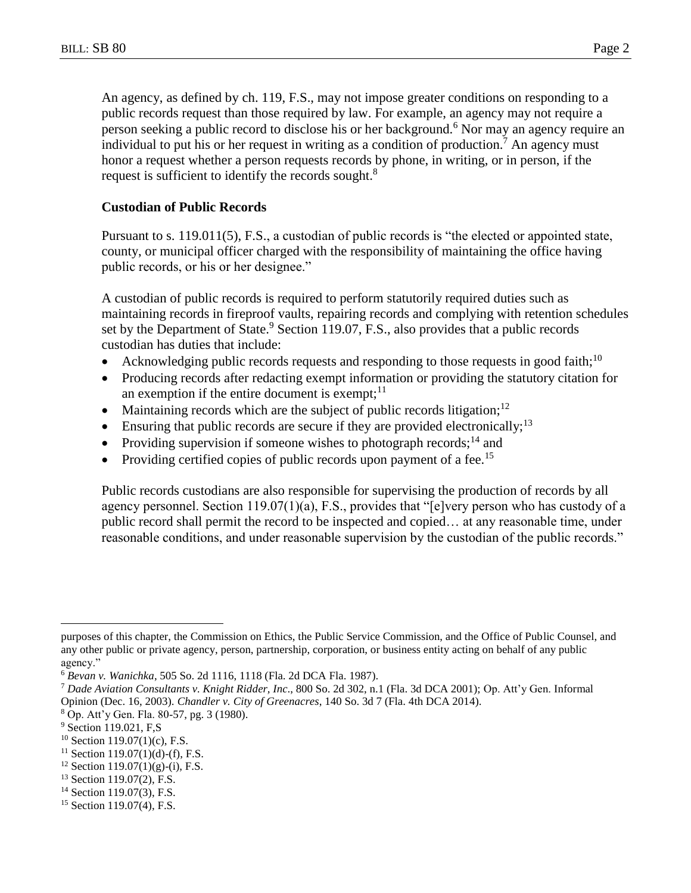An agency, as defined by ch. 119, F.S., may not impose greater conditions on responding to a public records request than those required by law. For example, an agency may not require a person seeking a public record to disclose his or her background.[6] Nor may an agency require an individual to put his or her request in writing as a condition of production.[7] An agency must honor a request whether a person requests records by phone, in writing, or in person, if the request is sufficient to identify the records sought.[8]

**Custodian of Public Records**

Pursuant to s. 119.011(5), F.S., a custodian of public records is "the elected or appointed state, county, or municipal officer charged with the responsibility of maintaining the office having public records, or his or her designee."

A custodian of public records is required to perform statutorily required duties such as maintaining records in fireproof vaults, repairing records and complying with retention schedules set by the Department of State.[9] Section 119.07, F.S., also provides that a public records custodian has duties that include:

- Acknowledging public records requests and responding to those requests in good faith;[10]
- Producing records after redacting exempt information or providing the statutory citation for an exemption if the entire document is exempt;[11]
- Maintaining records which are the subject of public records litigation;[12]
- Ensuring that public records are secure if they are provided electronically;[13]
- Providing supervision if someone wishes to photograph records;[14] and
- Providing certified copies of public records upon payment of a fee.[15]

Public records custodians are also responsible for supervising the production of records by all agency personnel. Section 119.07(1)(a), F.S., provides that "[e]very person who has custody of a public record shall permit the record to be inspected and copied… at any reasonable time, under reasonable conditions, and under reasonable supervision by the custodian of the public records."

---

purposes of this chapter, the Commission on Ethics, the Public Service Commission, and the Office of Public Counsel, and any other public or private agency, person, partnership, corporation, or business entity acting on behalf of any public agency."

[6] *Bevan v. Wanichka*, 505 So. 2d 1116, 1118 (Fla. 2d DCA Fla. 1987).

[7] *Dade Aviation Consultants v. Knight Ridder, Inc*., 800 So. 2d 302, n.1 (Fla. 3d DCA 2001); Op. Att'y Gen. Informal Opinion (Dec. 16, 2003). *Chandler v. City of Greenacres*, 140 So. 3d 7 (Fla. 4th DCA 2014).

[8] Op. Att'y Gen. Fla. 80-57, pg. 3 (1980).

[9] Section 119.021, F,S

[10] Section 119.07(1)(c), F.S.

[11] Section 119.07(1)(d)-(f), F.S.

[12] Section 119.07(1)(g)-(i), F.S.

[13] Section 119.07(2), F.S.

[14] Section 119.07(3), F.S.

[15] Section 119.07(4), F.S.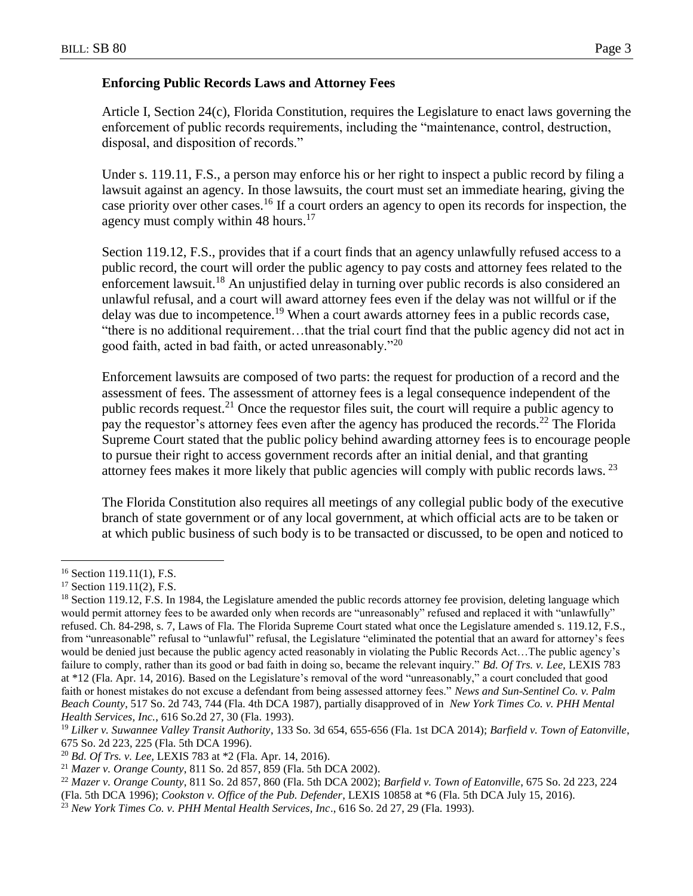### Enforcing Public Records Laws and Attorney Fees

Article I, Section 24(c), Florida Constitution, requires the Legislature to enact laws governing the enforcement of public records requirements, including the "maintenance, control, destruction, disposal, and disposition of records."

Under s. 119.11, F.S., a person may enforce his or her right to inspect a public record by filing a lawsuit against an agency. In those lawsuits, the court must set an immediate hearing, giving the case priority over other cases.[16] If a court orders an agency to open its records for inspection, the agency must comply within 48 hours.[17]

Section 119.12, F.S., provides that if a court finds that an agency unlawfully refused access to a public record, the court will order the public agency to pay costs and attorney fees related to the enforcement lawsuit.[18] An unjustified delay in turning over public records is also considered an unlawful refusal, and a court will award attorney fees even if the delay was not willful or if the delay was due to incompetence.[19] When a court awards attorney fees in a public records case, "there is no additional requirement…that the trial court find that the public agency did not act in good faith, acted in bad faith, or acted unreasonably."[20]

Enforcement lawsuits are composed of two parts: the request for production of a record and the assessment of fees. The assessment of attorney fees is a legal consequence independent of the public records request.[21] Once the requestor files suit, the court will require a public agency to pay the requestor's attorney fees even after the agency has produced the records.[22] The Florida Supreme Court stated that the public policy behind awarding attorney fees is to encourage people to pursue their right to access government records after an initial denial, and that granting attorney fees makes it more likely that public agencies will comply with public records laws.[23]

The Florida Constitution also requires all meetings of any collegial public body of the executive branch of state government or of any local government, at which official acts are to be taken or at which public business of such body is to be transacted or discussed, to be open and noticed to

---

[16] Section 119.11(1), F.S.

[17] Section 119.11(2), F.S.

[18] Section 119.12, F.S. In 1984, the Legislature amended the public records attorney fee provision, deleting language which would permit attorney fees to be awarded only when records are "unreasonably" refused and replaced it with "unlawfully" refused. Ch. 84-298, s. 7, Laws of Fla. The Florida Supreme Court stated what once the Legislature amended s. 119.12, F.S., from "unreasonable" refusal to "unlawful" refusal, the Legislature "eliminated the potential that an award for attorney's fees would be denied just because the public agency acted reasonably in violating the Public Records Act…The public agency's failure to comply, rather than its good or bad faith in doing so, became the relevant inquiry." *Bd. Of Trs. v. Lee*, LEXIS 783 at *12 (Fla. Apr. 14, 2016). Based on the Legislature's removal of the word "unreasonably," a court concluded that good faith or honest mistakes do not excuse a defendant from being assessed attorney fees." *News and Sun-Sentinel Co. v. Palm Beach County*, 517 So. 2d 743, 744 (Fla. 4th DCA 1987), partially disapproved of in *New York Times Co. v. PHH Mental Health Services, Inc.*, 616 So.2d 27, 30 (Fla. 1993).

[19] *Lilker v. Suwannee Valley Transit Authority*, 133 So. 3d 654, 655-656 (Fla. 1st DCA 2014); *Barfield v. Town of Eatonville*, 675 So. 2d 223, 225 (Fla. 5th DCA 1996).

[20] *Bd. Of Trs. v. Lee*, LEXIS 783 at *2 (Fla. Apr. 14, 2016).

[21] *Mazer v. Orange County*, 811 So. 2d 857, 859 (Fla. 5th DCA 2002).

[22] *Mazer v. Orange County*, 811 So. 2d 857, 860 (Fla. 5th DCA 2002); *Barfield v. Town of Eatonville*, 675 So. 2d 223, 224 (Fla. 5th DCA 1996); *Cookston v. Office of the Pub. Defender*, LEXIS 10858 at *6 (Fla. 5th DCA July 15, 2016).

[23] *New York Times Co. v. PHH Mental Health Services, Inc*., 616 So. 2d 27, 29 (Fla. 1993).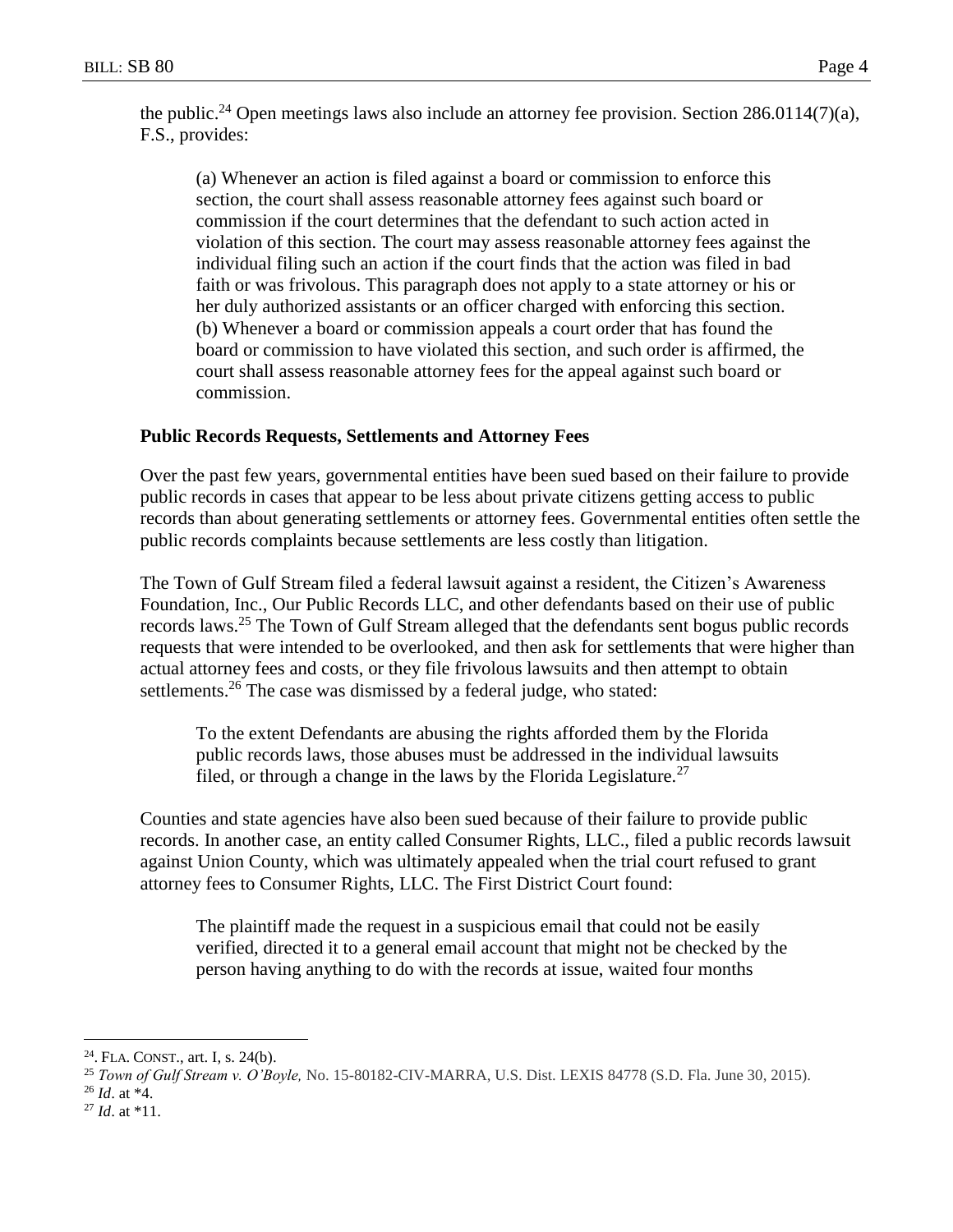the public.[24] Open meetings laws also include an attorney fee provision. Section 286.0114(7)(a), F.S., provides:

> (a) Whenever an action is filed against a board or commission to enforce this section, the court shall assess reasonable attorney fees against such board or commission if the court determines that the defendant to such action acted in violation of this section. The court may assess reasonable attorney fees against the individual filing such an action if the court finds that the action was filed in bad faith or was frivolous. This paragraph does not apply to a state attorney or his or her duly authorized assistants or an officer charged with enforcing this section.
> (b) Whenever a board or commission appeals a court order that has found the board or commission to have violated this section, and such order is affirmed, the court shall assess reasonable attorney fees for the appeal against such board or commission.

### Public Records Requests, Settlements and Attorney Fees

Over the past few years, governmental entities have been sued based on their failure to provide public records in cases that appear to be less about private citizens getting access to public records than about generating settlements or attorney fees. Governmental entities often settle the public records complaints because settlements are less costly than litigation.

The Town of Gulf Stream filed a federal lawsuit against a resident, the Citizen's Awareness Foundation, Inc., Our Public Records LLC, and other defendants based on their use of public records laws.[25] The Town of Gulf Stream alleged that the defendants sent bogus public records requests that were intended to be overlooked, and then ask for settlements that were higher than actual attorney fees and costs, or they file frivolous lawsuits and then attempt to obtain settlements.[26] The case was dismissed by a federal judge, who stated:

> To the extent Defendants are abusing the rights afforded them by the Florida public records laws, those abuses must be addressed in the individual lawsuits filed, or through a change in the laws by the Florida Legislature.[27]

Counties and state agencies have also been sued because of their failure to provide public records. In another case, an entity called Consumer Rights, LLC., filed a public records lawsuit against Union County, which was ultimately appealed when the trial court refused to grant attorney fees to Consumer Rights, LLC. The First District Court found:

> The plaintiff made the request in a suspicious email that could not be easily verified, directed it to a general email account that might not be checked by the person having anything to do with the records at issue, waited four months

---

[24]. FLA. CONST., art. I, s. 24(b).

[25] *Town of Gulf Stream v. O'Boyle,* No. 15-80182-CIV-MARRA, U.S. Dist. LEXIS 84778 (S.D. Fla. June 30, 2015).

[26] *Id*. at *4.

[27] *Id*. at *11.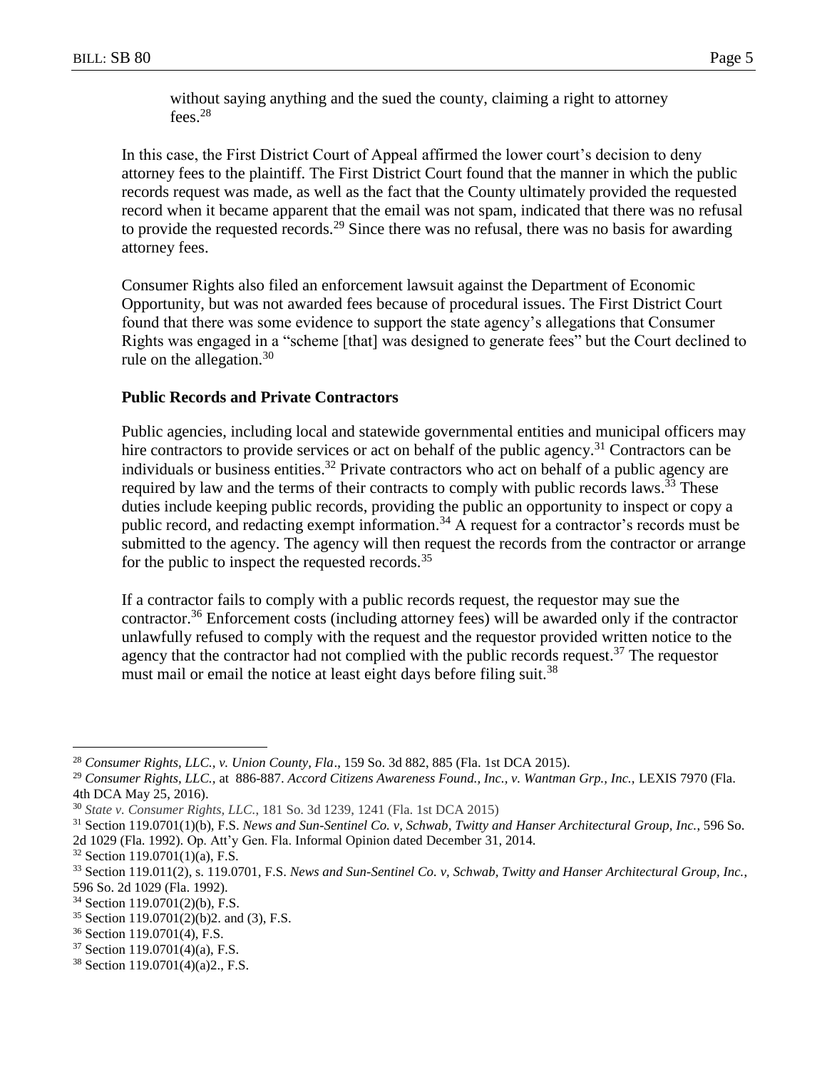without saying anything and the sued the county, claiming a right to attorney fees.[28]

In this case, the First District Court of Appeal affirmed the lower court's decision to deny attorney fees to the plaintiff. The First District Court found that the manner in which the public records request was made, as well as the fact that the County ultimately provided the requested record when it became apparent that the email was not spam, indicated that there was no refusal to provide the requested records.[29] Since there was no refusal, there was no basis for awarding attorney fees.

Consumer Rights also filed an enforcement lawsuit against the Department of Economic Opportunity, but was not awarded fees because of procedural issues. The First District Court found that there was some evidence to support the state agency's allegations that Consumer Rights was engaged in a "scheme [that] was designed to generate fees" but the Court declined to rule on the allegation.[30]

**Public Records and Private Contractors**

Public agencies, including local and statewide governmental entities and municipal officers may hire contractors to provide services or act on behalf of the public agency.[31] Contractors can be individuals or business entities.[32] Private contractors who act on behalf of a public agency are required by law and the terms of their contracts to comply with public records laws.[33] These duties include keeping public records, providing the public an opportunity to inspect or copy a public record, and redacting exempt information.[34] A request for a contractor's records must be submitted to the agency. The agency will then request the records from the contractor or arrange for the public to inspect the requested records.[35]

If a contractor fails to comply with a public records request, the requestor may sue the contractor.[36] Enforcement costs (including attorney fees) will be awarded only if the contractor unlawfully refused to comply with the request and the requestor provided written notice to the agency that the contractor had not complied with the public records request.[37] The requestor must mail or email the notice at least eight days before filing suit.[38]

---

[28] *Consumer Rights, LLC., v. Union County, Fla*., 159 So. 3d 882, 885 (Fla. 1st DCA 2015).

[29] *Consumer Rights, LLC.,* at 886-887. *Accord Citizens Awareness Found., Inc., v. Wantman Grp., Inc.,* LEXIS 7970 (Fla. 4th DCA May 25, 2016).

[30] *State v. Consumer Rights, LLC.*, 181 So. 3d 1239, 1241 (Fla. 1st DCA 2015)

[31] Section 119.0701(1)(b), F.S. *News and Sun-Sentinel Co. v, Schwab, Twitty and Hanser Architectural Group, Inc.*, 596 So. 2d 1029 (Fla. 1992). Op. Att'y Gen. Fla. Informal Opinion dated December 31, 2014.

[32] Section 119.0701(1)(a), F.S.

[33] Section 119.011(2), s. 119.0701, F.S. *News and Sun-Sentinel Co. v, Schwab, Twitty and Hanser Architectural Group, Inc.*, 596 So. 2d 1029 (Fla. 1992).

[34] Section 119.0701(2)(b), F.S.

[35] Section 119.0701(2)(b)2. and (3), F.S.

[36] Section 119.0701(4), F.S.

[37] Section 119.0701(4)(a), F.S.

[38] Section 119.0701(4)(a)2., F.S.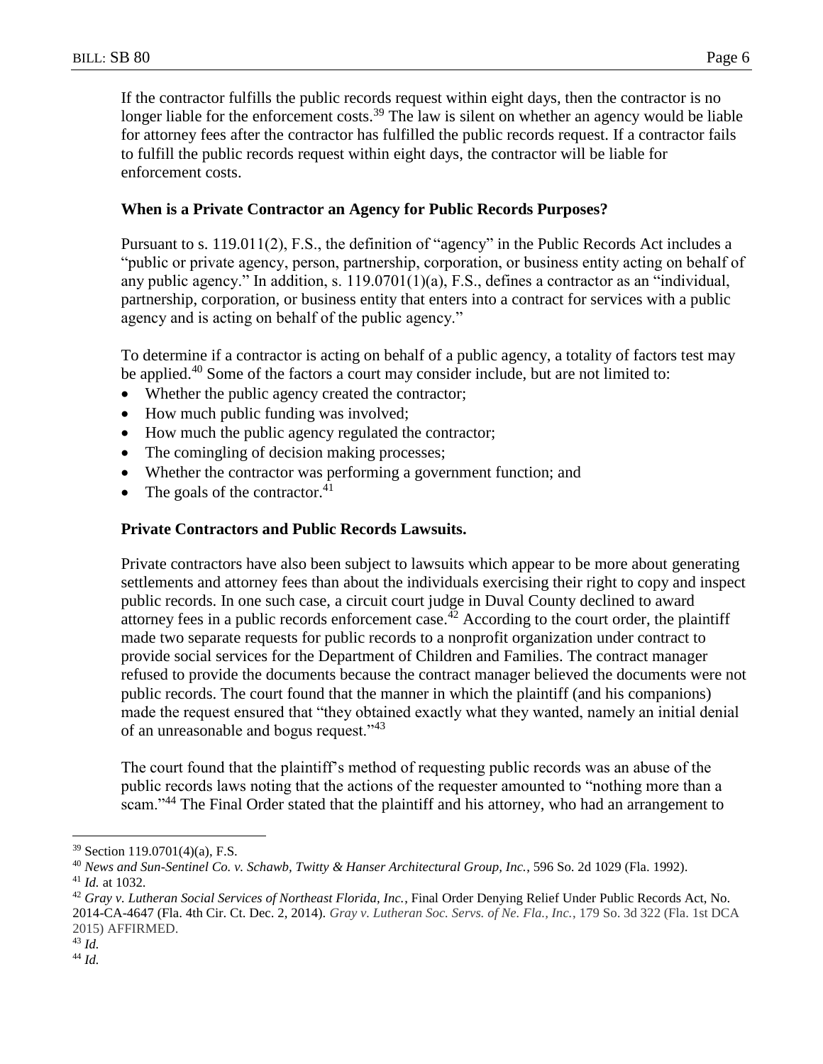If the contractor fulfills the public records request within eight days, then the contractor is no longer liable for the enforcement costs.[39] The law is silent on whether an agency would be liable for attorney fees after the contractor has fulfilled the public records request. If a contractor fails to fulfill the public records request within eight days, the contractor will be liable for enforcement costs.

### When is a Private Contractor an Agency for Public Records Purposes?

Pursuant to s. 119.011(2), F.S., the definition of "agency" in the Public Records Act includes a "public or private agency, person, partnership, corporation, or business entity acting on behalf of any public agency." In addition, s. 119.0701(1)(a), F.S., defines a contractor as an "individual, partnership, corporation, or business entity that enters into a contract for services with a public agency and is acting on behalf of the public agency."

To determine if a contractor is acting on behalf of a public agency, a totality of factors test may be applied.[40] Some of the factors a court may consider include, but are not limited to:

- Whether the public agency created the contractor;
- How much public funding was involved;
- How much the public agency regulated the contractor;
- The comingling of decision making processes;
- Whether the contractor was performing a government function; and
- The goals of the contractor.[41]

### Private Contractors and Public Records Lawsuits.

Private contractors have also been subject to lawsuits which appear to be more about generating settlements and attorney fees than about the individuals exercising their right to copy and inspect public records. In one such case, a circuit court judge in Duval County declined to award attorney fees in a public records enforcement case.[42] According to the court order, the plaintiff made two separate requests for public records to a nonprofit organization under contract to provide social services for the Department of Children and Families. The contract manager refused to provide the documents because the contract manager believed the documents were not public records. The court found that the manner in which the plaintiff (and his companions) made the request ensured that "they obtained exactly what they wanted, namely an initial denial of an unreasonable and bogus request."[43]

The court found that the plaintiff's method of requesting public records was an abuse of the public records laws noting that the actions of the requester amounted to "nothing more than a scam."[44] The Final Order stated that the plaintiff and his attorney, who had an arrangement to

---

[39] Section 119.0701(4)(a), F.S.

[40] *News and Sun-Sentinel Co. v. Schawb, Twitty & Hanser Architectural Group, Inc.*, 596 So. 2d 1029 (Fla. 1992).

[41] *Id.* at 1032.

[42] *Gray v. Lutheran Social Services of Northeast Florida, Inc.*, Final Order Denying Relief Under Public Records Act, No. 2014-CA-4647 (Fla. 4th Cir. Ct. Dec. 2, 2014). *Gray v. Lutheran Soc. Servs. of Ne. Fla., Inc.*, 179 So. 3d 322 (Fla. 1st DCA 2015) AFFIRMED.

[43] *Id.*

[44] *Id.*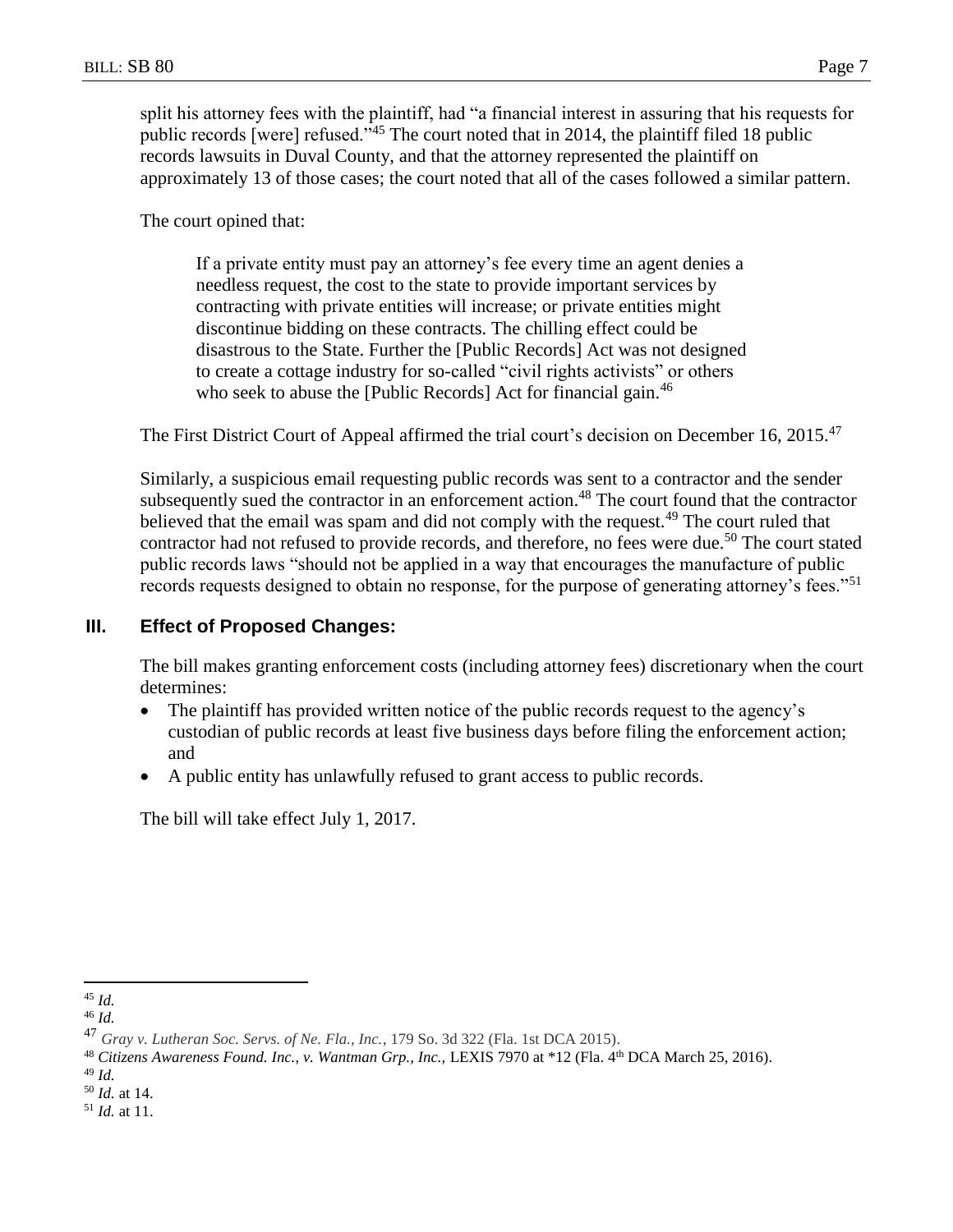split his attorney fees with the plaintiff, had "a financial interest in assuring that his requests for public records [were] refused."[45] The court noted that in 2014, the plaintiff filed 18 public records lawsuits in Duval County, and that the attorney represented the plaintiff on approximately 13 of those cases; the court noted that all of the cases followed a similar pattern.

The court opined that:

> If a private entity must pay an attorney's fee every time an agent denies a needless request, the cost to the state to provide important services by contracting with private entities will increase; or private entities might discontinue bidding on these contracts. The chilling effect could be disastrous to the State. Further the [Public Records] Act was not designed to create a cottage industry for so-called "civil rights activists" or others who seek to abuse the [Public Records] Act for financial gain.[46]

The First District Court of Appeal affirmed the trial court's decision on December 16, 2015.[47]

Similarly, a suspicious email requesting public records was sent to a contractor and the sender subsequently sued the contractor in an enforcement action.[48] The court found that the contractor believed that the email was spam and did not comply with the request.[49] The court ruled that contractor had not refused to provide records, and therefore, no fees were due.[50] The court stated public records laws "should not be applied in a way that encourages the manufacture of public records requests designed to obtain no response, for the purpose of generating attorney's fees."[51]

## III. Effect of Proposed Changes:

The bill makes granting enforcement costs (including attorney fees) discretionary when the court determines:

- The plaintiff has provided written notice of the public records request to the agency's custodian of public records at least five business days before filing the enforcement action; and
- A public entity has unlawfully refused to grant access to public records.

The bill will take effect July 1, 2017.

---

[45] *Id.*

[46] *Id.*

[47] *Gray v. Lutheran Soc. Servs. of Ne. Fla., Inc.*, 179 So. 3d 322 (Fla. 1st DCA 2015).

[48] *Citizens Awareness Found. Inc., v. Wantman Grp., Inc.,* LEXIS 7970 at *12 (Fla. 4th DCA March 25, 2016).

[49] *Id.*

[50] *Id.* at 14.

[51] *Id.* at 11.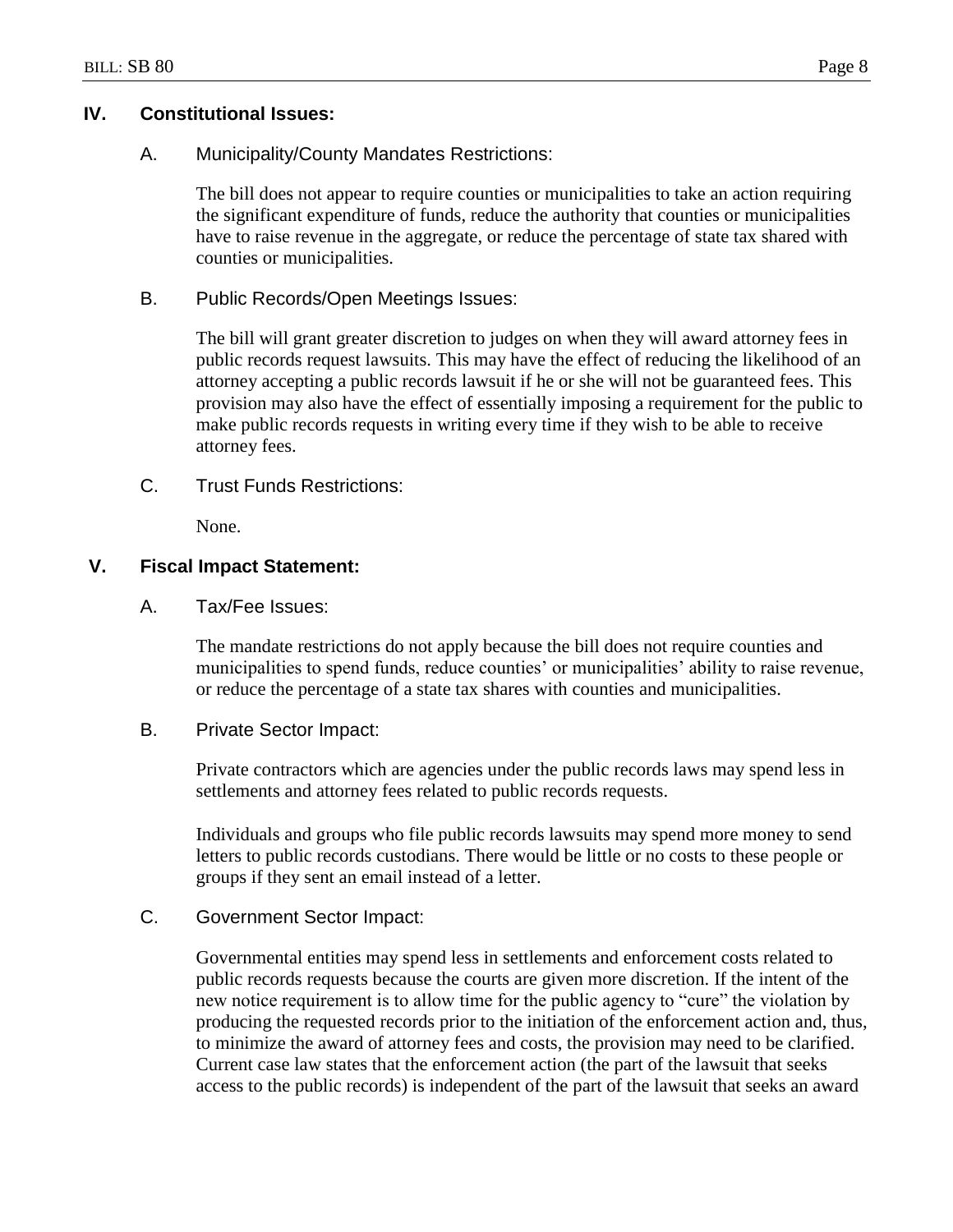## IV. Constitutional Issues:

### A. Municipality/County Mandates Restrictions:

The bill does not appear to require counties or municipalities to take an action requiring the significant expenditure of funds, reduce the authority that counties or municipalities have to raise revenue in the aggregate, or reduce the percentage of state tax shared with counties or municipalities.

### B. Public Records/Open Meetings Issues:

The bill will grant greater discretion to judges on when they will award attorney fees in public records request lawsuits. This may have the effect of reducing the likelihood of an attorney accepting a public records lawsuit if he or she will not be guaranteed fees. This provision may also have the effect of essentially imposing a requirement for the public to make public records requests in writing every time if they wish to be able to receive attorney fees.

### C. Trust Funds Restrictions:

None.

## V. Fiscal Impact Statement:

### A. Tax/Fee Issues:

The mandate restrictions do not apply because the bill does not require counties and municipalities to spend funds, reduce counties' or municipalities' ability to raise revenue, or reduce the percentage of a state tax shares with counties and municipalities.

### B. Private Sector Impact:

Private contractors which are agencies under the public records laws may spend less in settlements and attorney fees related to public records requests.

Individuals and groups who file public records lawsuits may spend more money to send letters to public records custodians. There would be little or no costs to these people or groups if they sent an email instead of a letter.

### C. Government Sector Impact:

Governmental entities may spend less in settlements and enforcement costs related to public records requests because the courts are given more discretion. If the intent of the new notice requirement is to allow time for the public agency to "cure" the violation by producing the requested records prior to the initiation of the enforcement action and, thus, to minimize the award of attorney fees and costs, the provision may need to be clarified. Current case law states that the enforcement action (the part of the lawsuit that seeks access to the public records) is independent of the part of the lawsuit that seeks an award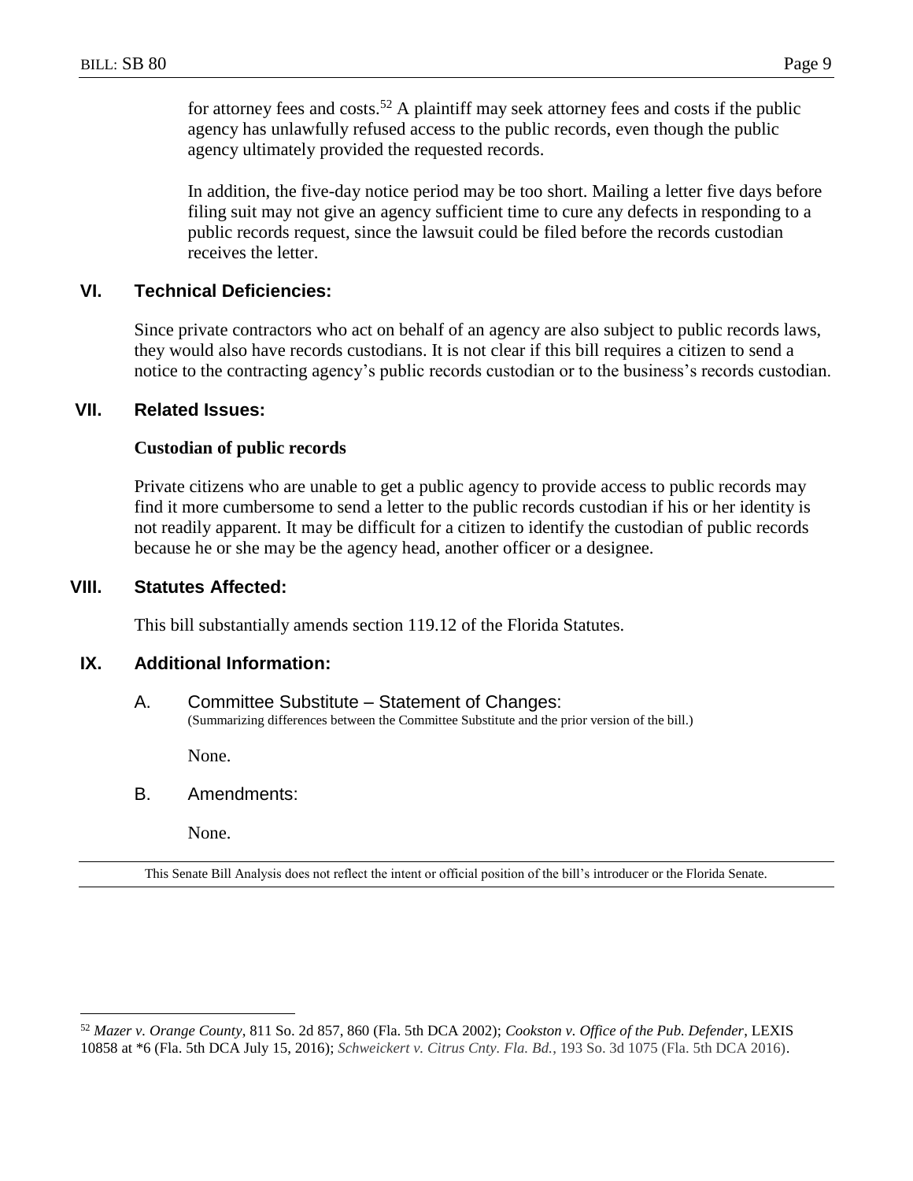for attorney fees and costs.[52] A plaintiff may seek attorney fees and costs if the public agency has unlawfully refused access to the public records, even though the public agency ultimately provided the requested records.

In addition, the five-day notice period may be too short. Mailing a letter five days before filing suit may not give an agency sufficient time to cure any defects in responding to a public records request, since the lawsuit could be filed before the records custodian receives the letter.

## VI. Technical Deficiencies:

Since private contractors who act on behalf of an agency are also subject to public records laws, they would also have records custodians. It is not clear if this bill requires a citizen to send a notice to the contracting agency's public records custodian or to the business's records custodian.

## VII. Related Issues:

**Custodian of public records**

Private citizens who are unable to get a public agency to provide access to public records may find it more cumbersome to send a letter to the public records custodian if his or her identity is not readily apparent. It may be difficult for a citizen to identify the custodian of public records because he or she may be the agency head, another officer or a designee.

## VIII. Statutes Affected:

This bill substantially amends section 119.12 of the Florida Statutes.

## IX. Additional Information:

### A. Committee Substitute – Statement of Changes:

(Summarizing differences between the Committee Substitute and the prior version of the bill.)

None.

### B. Amendments:

None.

This Senate Bill Analysis does not reflect the intent or official position of the bill's introducer or the Florida Senate.

---

[52] *Mazer v. Orange County*, 811 So. 2d 857, 860 (Fla. 5th DCA 2002); *Cookston v. Office of the Pub. Defender*, LEXIS 10858 at *6 (Fla. 5th DCA July 15, 2016); *Schweickert v. Citrus Cnty. Fla. Bd.*, 193 So. 3d 1075 (Fla. 5th DCA 2016).